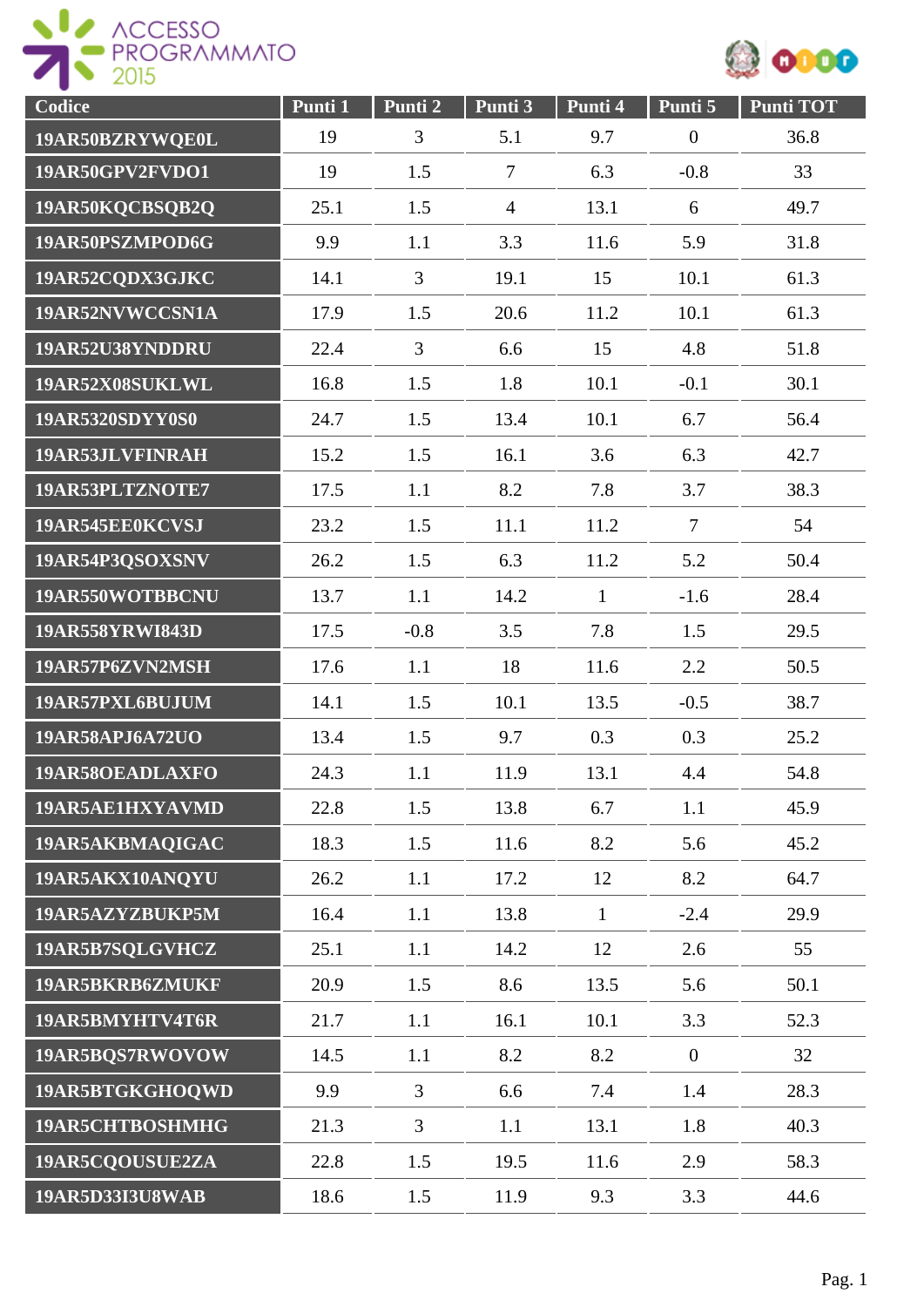ACCESSO PROGRAMMATO 2015

| Codice | Punti 1 | Punti 2 | Punti 3 | Punti 4 | Punti 5 | Punti TOT |
|---|---|---|---|---|---|---|
| 19AR50BZRYWQE0L | 19 | 3 | 5.1 | 9.7 | 0 | 36.8 |
| 19AR50GPV2FVDO1 | 19 | 1.5 | 7 | 6.3 | -0.8 | 33 |
| 19AR50KQCBSQB2Q | 25.1 | 1.5 | 4 | 13.1 | 6 | 49.7 |
| 19AR50PSZMPOD6G | 9.9 | 1.1 | 3.3 | 11.6 | 5.9 | 31.8 |
| 19AR52CQDX3GJKC | 14.1 | 3 | 19.1 | 15 | 10.1 | 61.3 |
| 19AR52NVWCCSN1A | 17.9 | 1.5 | 20.6 | 11.2 | 10.1 | 61.3 |
| 19AR52U38YNDDRU | 22.4 | 3 | 6.6 | 15 | 4.8 | 51.8 |
| 19AR52X08SUKLWL | 16.8 | 1.5 | 1.8 | 10.1 | -0.1 | 30.1 |
| 19AR5320SDYY0S0 | 24.7 | 1.5 | 13.4 | 10.1 | 6.7 | 56.4 |
| 19AR53JLVFINRAH | 15.2 | 1.5 | 16.1 | 3.6 | 6.3 | 42.7 |
| 19AR53PLTZNOTE7 | 17.5 | 1.1 | 8.2 | 7.8 | 3.7 | 38.3 |
| 19AR545EE0KCVSJ | 23.2 | 1.5 | 11.1 | 11.2 | 7 | 54 |
| 19AR54P3QSOXSNV | 26.2 | 1.5 | 6.3 | 11.2 | 5.2 | 50.4 |
| 19AR550WOTBBCNU | 13.7 | 1.1 | 14.2 | 1 | -1.6 | 28.4 |
| 19AR558YRWI843D | 17.5 | -0.8 | 3.5 | 7.8 | 1.5 | 29.5 |
| 19AR57P6ZVN2MSH | 17.6 | 1.1 | 18 | 11.6 | 2.2 | 50.5 |
| 19AR57PXL6BUJUM | 14.1 | 1.5 | 10.1 | 13.5 | -0.5 | 38.7 |
| 19AR58APJ6A72UO | 13.4 | 1.5 | 9.7 | 0.3 | 0.3 | 25.2 |
| 19AR58OEADLAXFO | 24.3 | 1.1 | 11.9 | 13.1 | 4.4 | 54.8 |
| 19AR5AE1HXYAVMD | 22.8 | 1.5 | 13.8 | 6.7 | 1.1 | 45.9 |
| 19AR5AKBMAQIGAC | 18.3 | 1.5 | 11.6 | 8.2 | 5.6 | 45.2 |
| 19AR5AKX10ANQYU | 26.2 | 1.1 | 17.2 | 12 | 8.2 | 64.7 |
| 19AR5AZYZBUKP5M | 16.4 | 1.1 | 13.8 | 1 | -2.4 | 29.9 |
| 19AR5B7SQLGVHCZ | 25.1 | 1.1 | 14.2 | 12 | 2.6 | 55 |
| 19AR5BKRB6ZMUKF | 20.9 | 1.5 | 8.6 | 13.5 | 5.6 | 50.1 |
| 19AR5BMYHTV4T6R | 21.7 | 1.1 | 16.1 | 10.1 | 3.3 | 52.3 |
| 19AR5BQS7RWOVOW | 14.5 | 1.1 | 8.2 | 8.2 | 0 | 32 |
| 19AR5BTGKGHOQWD | 9.9 | 3 | 6.6 | 7.4 | 1.4 | 28.3 |
| 19AR5CHTBOSHMHG | 21.3 | 3 | 1.1 | 13.1 | 1.8 | 40.3 |
| 19AR5CQOUSUE2ZA | 22.8 | 1.5 | 19.5 | 11.6 | 2.9 | 58.3 |
| 19AR5D33I3U8WAB | 18.6 | 1.5 | 11.9 | 9.3 | 3.3 | 44.6 |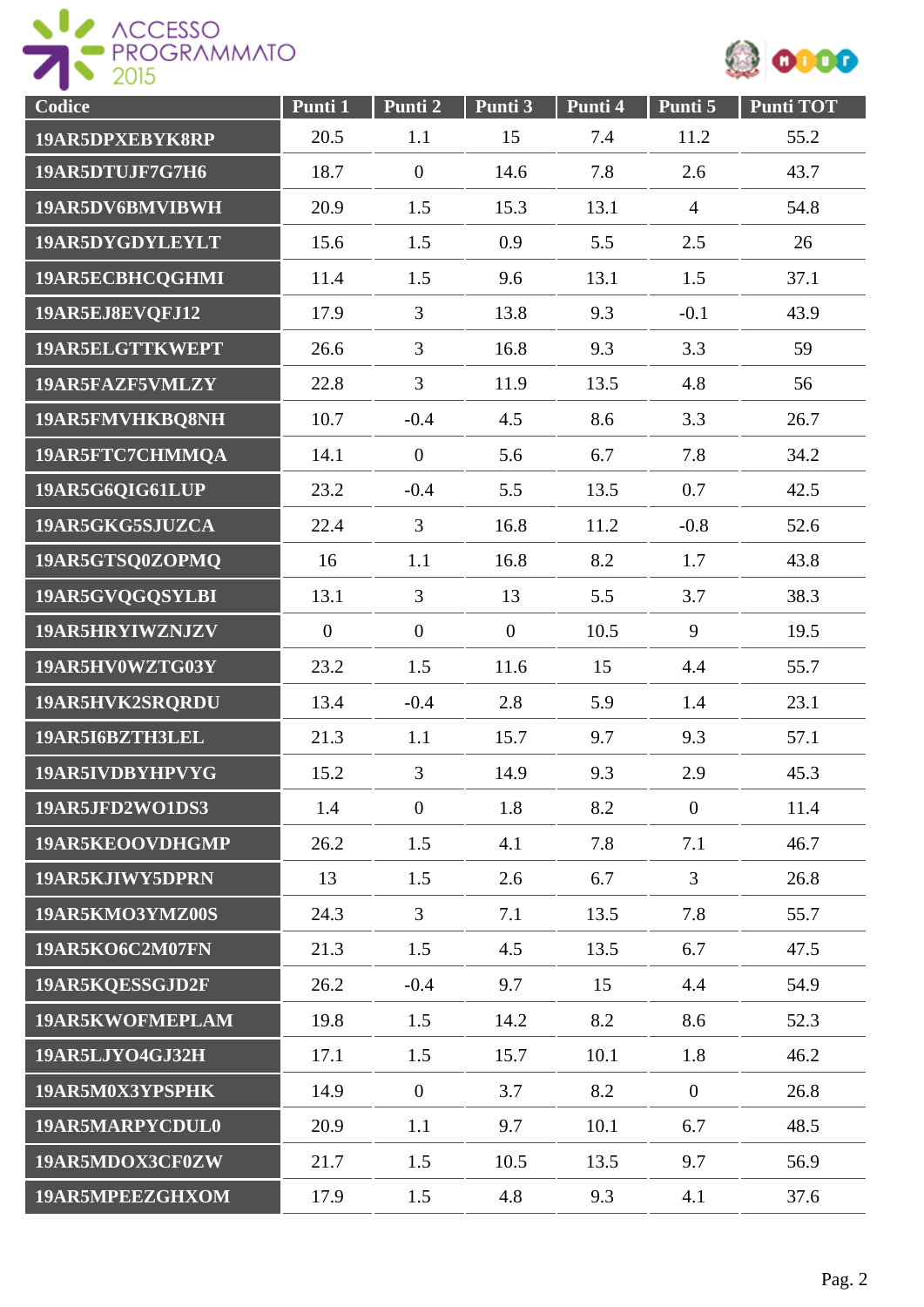| Codice | Punti 1 | Punti 2 | Punti 3 | Punti 4 | Punti 5 | Punti TOT |
|---|---|---|---|---|---|---|
| 19AR5DPXEBYK8RP | 20.5 | 1.1 | 15 | 7.4 | 11.2 | 55.2 |
| 19AR5DTUJF7G7H6 | 18.7 | 0 | 14.6 | 7.8 | 2.6 | 43.7 |
| 19AR5DV6BMVIBWH | 20.9 | 1.5 | 15.3 | 13.1 | 4 | 54.8 |
| 19AR5DYGDYLEYLT | 15.6 | 1.5 | 0.9 | 5.5 | 2.5 | 26 |
| 19AR5ECBHCQGHMI | 11.4 | 1.5 | 9.6 | 13.1 | 1.5 | 37.1 |
| 19AR5EJ8EVQFJ12 | 17.9 | 3 | 13.8 | 9.3 | -0.1 | 43.9 |
| 19AR5ELGTTKWEPT | 26.6 | 3 | 16.8 | 9.3 | 3.3 | 59 |
| 19AR5FAZF5VMLZY | 22.8 | 3 | 11.9 | 13.5 | 4.8 | 56 |
| 19AR5FMVHKBQ8NH | 10.7 | -0.4 | 4.5 | 8.6 | 3.3 | 26.7 |
| 19AR5FTC7CHMMQA | 14.1 | 0 | 5.6 | 6.7 | 7.8 | 34.2 |
| 19AR5G6QIG61LUP | 23.2 | -0.4 | 5.5 | 13.5 | 0.7 | 42.5 |
| 19AR5GKG5SJUZCA | 22.4 | 3 | 16.8 | 11.2 | -0.8 | 52.6 |
| 19AR5GTSQ0ZOPMQ | 16 | 1.1 | 16.8 | 8.2 | 1.7 | 43.8 |
| 19AR5GVQGQSYLBI | 13.1 | 3 | 13 | 5.5 | 3.7 | 38.3 |
| 19AR5HRYIWZNJZV | 0 | 0 | 0 | 10.5 | 9 | 19.5 |
| 19AR5HV0WZTG03Y | 23.2 | 1.5 | 11.6 | 15 | 4.4 | 55.7 |
| 19AR5HVK2SRQRDU | 13.4 | -0.4 | 2.8 | 5.9 | 1.4 | 23.1 |
| 19AR5I6BZTH3LEL | 21.3 | 1.1 | 15.7 | 9.7 | 9.3 | 57.1 |
| 19AR5IVDBYHPVYG | 15.2 | 3 | 14.9 | 9.3 | 2.9 | 45.3 |
| 19AR5JFD2WO1DS3 | 1.4 | 0 | 1.8 | 8.2 | 0 | 11.4 |
| 19AR5KEOOVDHGMP | 26.2 | 1.5 | 4.1 | 7.8 | 7.1 | 46.7 |
| 19AR5KJIWY5DPRN | 13 | 1.5 | 2.6 | 6.7 | 3 | 26.8 |
| 19AR5KMO3YMZ00S | 24.3 | 3 | 7.1 | 13.5 | 7.8 | 55.7 |
| 19AR5KO6C2M07FN | 21.3 | 1.5 | 4.5 | 13.5 | 6.7 | 47.5 |
| 19AR5KQESSGJD2F | 26.2 | -0.4 | 9.7 | 15 | 4.4 | 54.9 |
| 19AR5KWOFMEPLAM | 19.8 | 1.5 | 14.2 | 8.2 | 8.6 | 52.3 |
| 19AR5LJYO4GJ32H | 17.1 | 1.5 | 15.7 | 10.1 | 1.8 | 46.2 |
| 19AR5M0X3YPSPHK | 14.9 | 0 | 3.7 | 8.2 | 0 | 26.8 |
| 19AR5MARPYCDUL0 | 20.9 | 1.1 | 9.7 | 10.1 | 6.7 | 48.5 |
| 19AR5MDOX3CF0ZW | 21.7 | 1.5 | 10.5 | 13.5 | 9.7 | 56.9 |
| 19AR5MPEEZGHXOM | 17.9 | 1.5 | 4.8 | 9.3 | 4.1 | 37.6 |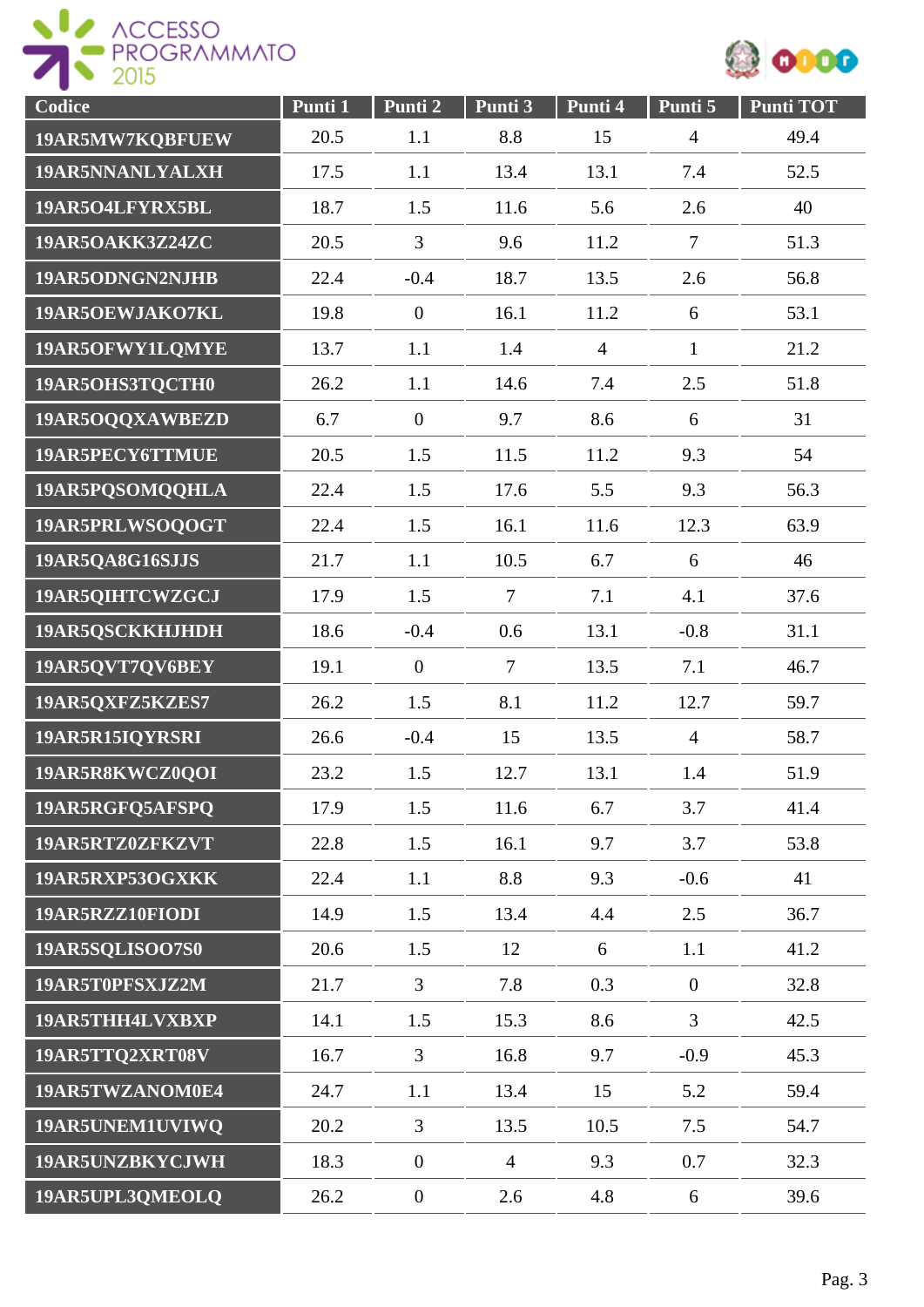| Codice | Punti 1 | Punti 2 | Punti 3 | Punti 4 | Punti 5 | Punti TOT |
|---|---|---|---|---|---|---|
| 19AR5MW7KQBFUEW | 20.5 | 1.1 | 8.8 | 15 | 4 | 49.4 |
| 19AR5NNANLYALXH | 17.5 | 1.1 | 13.4 | 13.1 | 7.4 | 52.5 |
| 19AR5O4LFYRX5BL | 18.7 | 1.5 | 11.6 | 5.6 | 2.6 | 40 |
| 19AR5OAKK3Z24ZC | 20.5 | 3 | 9.6 | 11.2 | 7 | 51.3 |
| 19AR5ODNGN2NJHB | 22.4 | -0.4 | 18.7 | 13.5 | 2.6 | 56.8 |
| 19AR5OEWJAKO7KL | 19.8 | 0 | 16.1 | 11.2 | 6 | 53.1 |
| 19AR5OFWY1LQMYE | 13.7 | 1.1 | 1.4 | 4 | 1 | 21.2 |
| 19AR5OHS3TQCTH0 | 26.2 | 1.1 | 14.6 | 7.4 | 2.5 | 51.8 |
| 19AR5OQQXAWBEZD | 6.7 | 0 | 9.7 | 8.6 | 6 | 31 |
| 19AR5PECY6TTMUE | 20.5 | 1.5 | 11.5 | 11.2 | 9.3 | 54 |
| 19AR5PQSOMQQHLA | 22.4 | 1.5 | 17.6 | 5.5 | 9.3 | 56.3 |
| 19AR5PRLWSOQOGT | 22.4 | 1.5 | 16.1 | 11.6 | 12.3 | 63.9 |
| 19AR5QA8G16SJJS | 21.7 | 1.1 | 10.5 | 6.7 | 6 | 46 |
| 19AR5QIHTCWZGCJ | 17.9 | 1.5 | 7 | 7.1 | 4.1 | 37.6 |
| 19AR5QSCKKHJHDH | 18.6 | -0.4 | 0.6 | 13.1 | -0.8 | 31.1 |
| 19AR5QVT7QV6BEY | 19.1 | 0 | 7 | 13.5 | 7.1 | 46.7 |
| 19AR5QXFZ5KZES7 | 26.2 | 1.5 | 8.1 | 11.2 | 12.7 | 59.7 |
| 19AR5R15IQYRSRI | 26.6 | -0.4 | 15 | 13.5 | 4 | 58.7 |
| 19AR5R8KWCZ0QOI | 23.2 | 1.5 | 12.7 | 13.1 | 1.4 | 51.9 |
| 19AR5RGFQ5AFSPQ | 17.9 | 1.5 | 11.6 | 6.7 | 3.7 | 41.4 |
| 19AR5RTZ0ZFKZVT | 22.8 | 1.5 | 16.1 | 9.7 | 3.7 | 53.8 |
| 19AR5RXP53OGXKK | 22.4 | 1.1 | 8.8 | 9.3 | -0.6 | 41 |
| 19AR5RZZ10FIODI | 14.9 | 1.5 | 13.4 | 4.4 | 2.5 | 36.7 |
| 19AR5SQLISOO7S0 | 20.6 | 1.5 | 12 | 6 | 1.1 | 41.2 |
| 19AR5T0PFSXJZ2M | 21.7 | 3 | 7.8 | 0.3 | 0 | 32.8 |
| 19AR5THH4LVXBXP | 14.1 | 1.5 | 15.3 | 8.6 | 3 | 42.5 |
| 19AR5TTQ2XRT08V | 16.7 | 3 | 16.8 | 9.7 | -0.9 | 45.3 |
| 19AR5TWZANOM0E4 | 24.7 | 1.1 | 13.4 | 15 | 5.2 | 59.4 |
| 19AR5UNEM1UVIWQ | 20.2 | 3 | 13.5 | 10.5 | 7.5 | 54.7 |
| 19AR5UNZBKYCJWH | 18.3 | 0 | 4 | 9.3 | 0.7 | 32.3 |
| 19AR5UPL3QMEOLQ | 26.2 | 0 | 2.6 | 4.8 | 6 | 39.6 |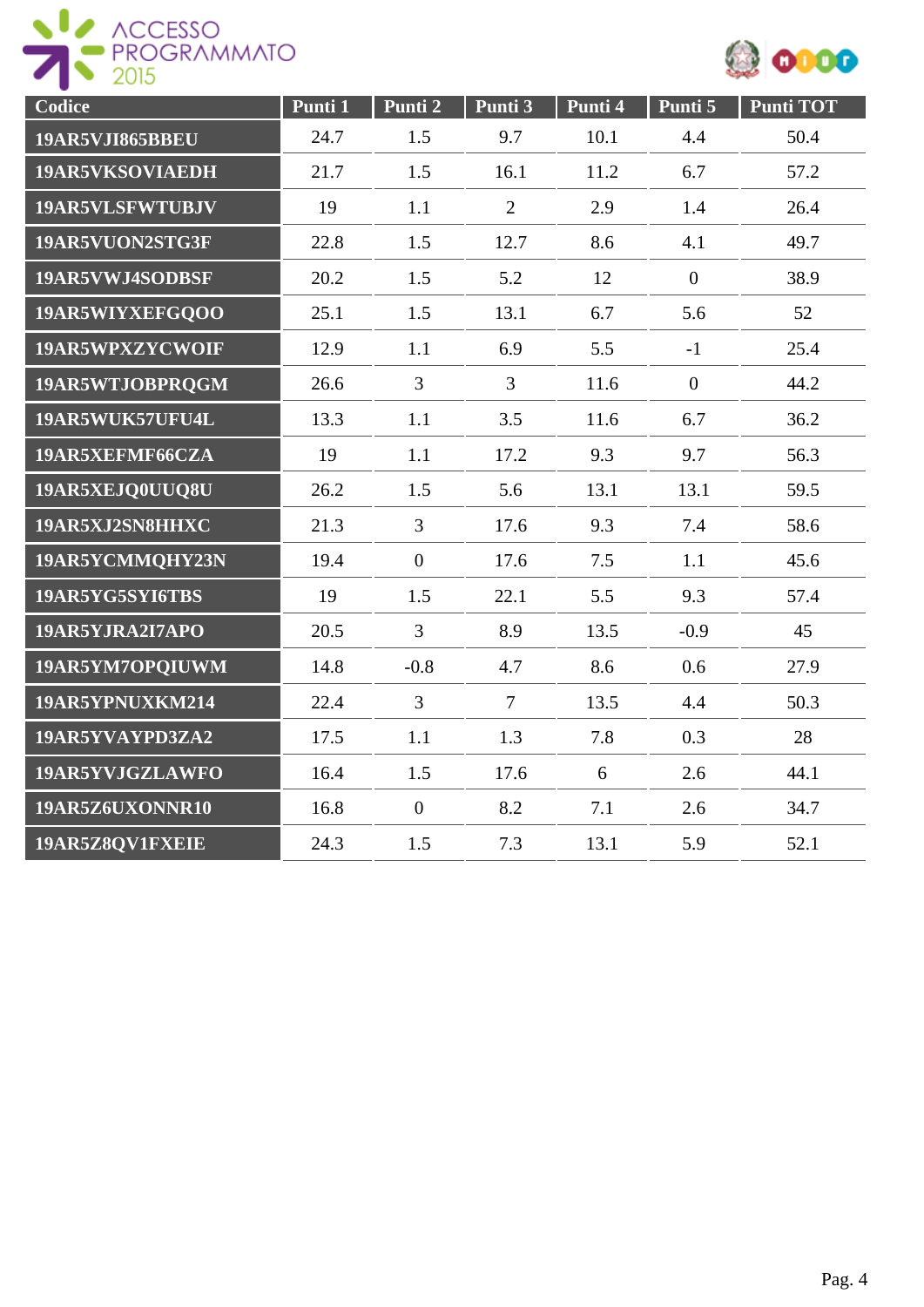| Codice | Punti 1 | Punti 2 | Punti 3 | Punti 4 | Punti 5 | Punti TOT |
|---|---|---|---|---|---|---|
| 19AR5VJI865BBEU | 24.7 | 1.5 | 9.7 | 10.1 | 4.4 | 50.4 |
| 19AR5VKSOVIAEDH | 21.7 | 1.5 | 16.1 | 11.2 | 6.7 | 57.2 |
| 19AR5VLSFWTUBJV | 19 | 1.1 | 2 | 2.9 | 1.4 | 26.4 |
| 19AR5VUON2STG3F | 22.8 | 1.5 | 12.7 | 8.6 | 4.1 | 49.7 |
| 19AR5VWJ4SODBSF | 20.2 | 1.5 | 5.2 | 12 | 0 | 38.9 |
| 19AR5WIYXEFGQOO | 25.1 | 1.5 | 13.1 | 6.7 | 5.6 | 52 |
| 19AR5WPXZYCWOIF | 12.9 | 1.1 | 6.9 | 5.5 | -1 | 25.4 |
| 19AR5WTJOBPRQGM | 26.6 | 3 | 3 | 11.6 | 0 | 44.2 |
| 19AR5WUK57UFU4L | 13.3 | 1.1 | 3.5 | 11.6 | 6.7 | 36.2 |
| 19AR5XEFMF66CZA | 19 | 1.1 | 17.2 | 9.3 | 9.7 | 56.3 |
| 19AR5XEJQ0UUQ8U | 26.2 | 1.5 | 5.6 | 13.1 | 13.1 | 59.5 |
| 19AR5XJ2SN8HHXC | 21.3 | 3 | 17.6 | 9.3 | 7.4 | 58.6 |
| 19AR5YCMMQHY23N | 19.4 | 0 | 17.6 | 7.5 | 1.1 | 45.6 |
| 19AR5YG5SYI6TBS | 19 | 1.5 | 22.1 | 5.5 | 9.3 | 57.4 |
| 19AR5YJRA2I7APO | 20.5 | 3 | 8.9 | 13.5 | -0.9 | 45 |
| 19AR5YM7OPQIUWM | 14.8 | -0.8 | 4.7 | 8.6 | 0.6 | 27.9 |
| 19AR5YPNUXKM214 | 22.4 | 3 | 7 | 13.5 | 4.4 | 50.3 |
| 19AR5YVAYPD3ZA2 | 17.5 | 1.1 | 1.3 | 7.8 | 0.3 | 28 |
| 19AR5YVJGZLAWFO | 16.4 | 1.5 | 17.6 | 6 | 2.6 | 44.1 |
| 19AR5Z6UXONNR10 | 16.8 | 0 | 8.2 | 7.1 | 2.6 | 34.7 |
| 19AR5Z8QV1FXEIE | 24.3 | 1.5 | 7.3 | 13.1 | 5.9 | 52.1 |